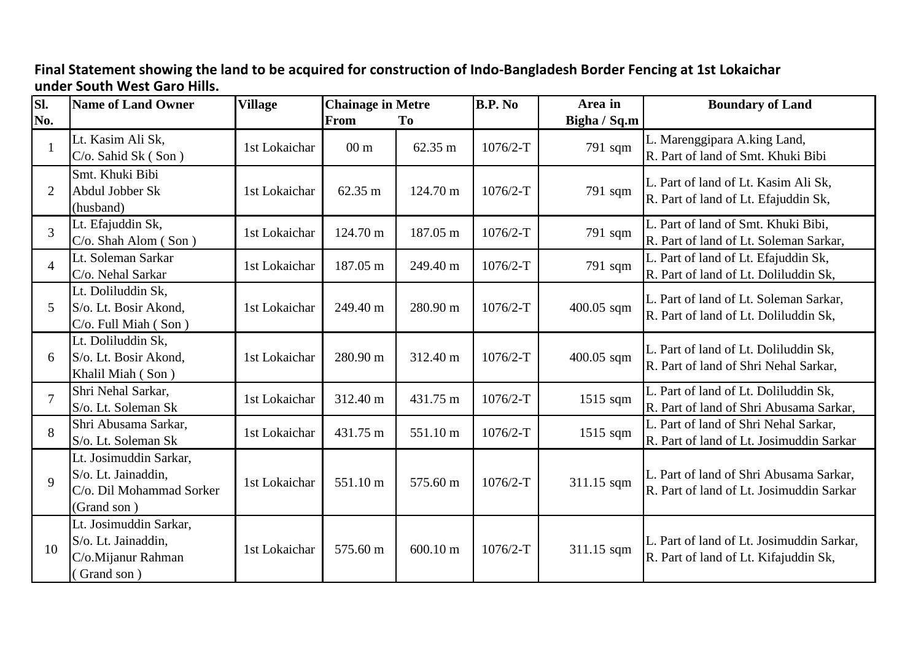**Final Statement showing the land to be acquired for construction of Indo-Bangladesh Border Fencing at 1st Lokaichar under South West Garo Hills.**

| Sl. No. | Name of Land Owner | Village | Chainage in Metre From | To | B.P. No | Area in Bigha / Sq.m | Boundary of Land |
|---|---|---|---|---|---|---|---|
| 1 | Lt. Kasim Ali Sk, C/o. Sahid Sk ( Son ) | 1st Lokaichar | 00 m | 62.35 m | 1076/2-T | 791 sqm | L. Marenggipara A.king Land, R. Part of land of Smt. Khuki Bibi |
| 2 | Smt. Khuki Bibi Abdul Jobber Sk (husband) | 1st Lokaichar | 62.35 m | 124.70 m | 1076/2-T | 791 sqm | L. Part of land of Lt. Kasim Ali Sk, R. Part of land of Lt. Efajuddin Sk, |
| 3 | Lt. Efajuddin Sk, C/o. Shah Alom ( Son ) | 1st Lokaichar | 124.70 m | 187.05 m | 1076/2-T | 791 sqm | L. Part of land of Smt. Khuki Bibi, R. Part of land of Lt. Soleman Sarkar, |
| 4 | Lt. Soleman Sarkar C/o. Nehal Sarkar | 1st Lokaichar | 187.05 m | 249.40 m | 1076/2-T | 791 sqm | L. Part of land of Lt. Efajuddin Sk, R. Part of land of Lt. Doliluddin Sk, |
| 5 | Lt. Doliluddin Sk, S/o. Lt. Bosir Akond, C/o. Full Miah ( Son ) | 1st Lokaichar | 249.40 m | 280.90 m | 1076/2-T | 400.05 sqm | L. Part of land of Lt. Soleman Sarkar, R. Part of land of Lt. Doliluddin Sk, |
| 6 | Lt. Doliluddin Sk, S/o. Lt. Bosir Akond, Khalil Miah ( Son ) | 1st Lokaichar | 280.90 m | 312.40 m | 1076/2-T | 400.05 sqm | L. Part of land of Lt. Doliluddin Sk, R. Part of land of Shri Nehal Sarkar, |
| 7 | Shri Nehal Sarkar, S/o. Lt. Soleman Sk | 1st Lokaichar | 312.40 m | 431.75 m | 1076/2-T | 1515 sqm | L. Part of land of Lt. Doliluddin Sk, R. Part of land of Shri Abusama Sarkar, |
| 8 | Shri Abusama Sarkar, S/o. Lt. Soleman Sk | 1st Lokaichar | 431.75 m | 551.10 m | 1076/2-T | 1515 sqm | L. Part of land of Shri Nehal Sarkar, R. Part of land of Lt. Josimuddin Sarkar |
| 9 | Lt. Josimuddin Sarkar, S/o. Lt. Jainaddin, C/o. Dil Mohammad Sorker (Grand son ) | 1st Lokaichar | 551.10 m | 575.60 m | 1076/2-T | 311.15 sqm | L. Part of land of Shri Abusama Sarkar, R. Part of land of Lt. Josimuddin Sarkar |
| 10 | Lt. Josimuddin Sarkar, S/o. Lt. Jainaddin, C/o.Mijanur Rahman ( Grand son ) | 1st Lokaichar | 575.60 m | 600.10 m | 1076/2-T | 311.15 sqm | L. Part of land of Lt. Josimuddin Sarkar, R. Part of land of Lt. Kifajuddin Sk, |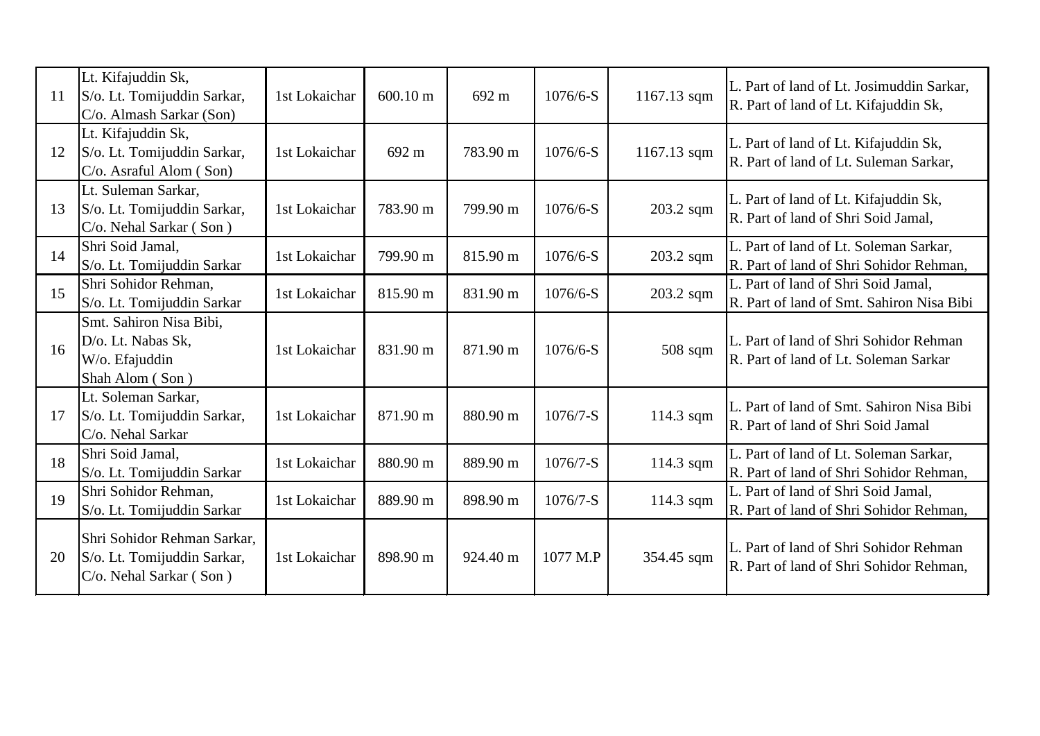| | | | | | | | |
|---|---|---|---|---|---|---|---|
| 11 | Lt. Kifajuddin Sk,<br>S/o. Lt. Tomijuddin Sarkar,<br>C/o. Almash Sarkar (Son) | 1st Lokaichar | 600.10 m | 692 m | 1076/6-S | 1167.13 sqm | L. Part of land of Lt. Josimuddin Sarkar,<br>R. Part of land of Lt. Kifajuddin Sk, |
| 12 | Lt. Kifajuddin Sk,<br>S/o. Lt. Tomijuddin Sarkar,<br>C/o. Asraful Alom ( Son) | 1st Lokaichar | 692 m | 783.90 m | 1076/6-S | 1167.13 sqm | L. Part of land of Lt. Kifajuddin Sk,<br>R. Part of land of Lt. Suleman Sarkar, |
| 13 | Lt. Suleman Sarkar,<br>S/o. Lt. Tomijuddin Sarkar,<br>C/o. Nehal Sarkar ( Son ) | 1st Lokaichar | 783.90 m | 799.90 m | 1076/6-S | 203.2 sqm | L. Part of land of Lt. Kifajuddin Sk,<br>R. Part of land of Shri Soid Jamal, |
| 14 | Shri Soid Jamal,<br>S/o. Lt. Tomijuddin Sarkar | 1st Lokaichar | 799.90 m | 815.90 m | 1076/6-S | 203.2 sqm | L. Part of land of Lt. Soleman Sarkar,<br>R. Part of land of Shri Sohidor Rehman, |
| 15 | Shri Sohidor Rehman,<br>S/o. Lt. Tomijuddin Sarkar | 1st Lokaichar | 815.90 m | 831.90 m | 1076/6-S | 203.2 sqm | L. Part of land of Shri Soid Jamal,<br>R. Part of land of Smt. Sahiron Nisa Bibi |
| 16 | Smt. Sahiron Nisa Bibi,<br>D/o. Lt. Nabas Sk,<br>W/o. Efajuddin<br>Shah Alom ( Son ) | 1st Lokaichar | 831.90 m | 871.90 m | 1076/6-S | 508 sqm | L. Part of land of Shri Sohidor Rehman<br>R. Part of land of Lt. Soleman Sarkar |
| 17 | Lt. Soleman Sarkar,<br>S/o. Lt. Tomijuddin Sarkar,<br>C/o. Nehal Sarkar | 1st Lokaichar | 871.90 m | 880.90 m | 1076/7-S | 114.3 sqm | L. Part of land of Smt. Sahiron Nisa Bibi<br>R. Part of land of Shri Soid Jamal |
| 18 | Shri Soid Jamal,<br>S/o. Lt. Tomijuddin Sarkar | 1st Lokaichar | 880.90 m | 889.90 m | 1076/7-S | 114.3 sqm | L. Part of land of Lt. Soleman Sarkar,<br>R. Part of land of Shri Sohidor Rehman, |
| 19 | Shri Sohidor Rehman,<br>S/o. Lt. Tomijuddin Sarkar | 1st Lokaichar | 889.90 m | 898.90 m | 1076/7-S | 114.3 sqm | L. Part of land of Shri Soid Jamal,<br>R. Part of land of Shri Sohidor Rehman, |
| 20 | Shri Sohidor Rehman Sarkar,<br>S/o. Lt. Tomijuddin Sarkar,<br>C/o. Nehal Sarkar ( Son ) | 1st Lokaichar | 898.90 m | 924.40 m | 1077 M.P | 354.45 sqm | L. Part of land of Shri Sohidor Rehman<br>R. Part of land of Shri Sohidor Rehman, |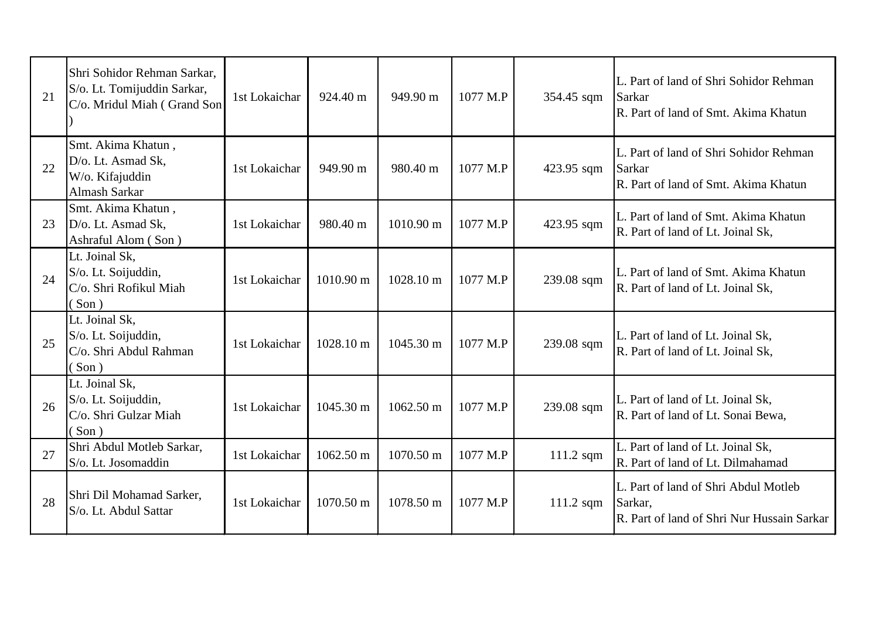| | | | | | | | |
|---|---|---|---|---|---|---|---|
| 21 | Shri Sohidor Rehman Sarkar, S/o. Lt. Tomijuddin Sarkar, C/o. Mridul Miah ( Grand Son ) | 1st Lokaichar | 924.40 m | 949.90 m | 1077 M.P | 354.45 sqm | L. Part of land of Shri Sohidor Rehman Sarkar<br>R. Part of land of Smt. Akima Khatun |
| 22 | Smt. Akima Khatun , D/o. Lt. Asmad Sk, W/o. Kifajuddin Almash Sarkar | 1st Lokaichar | 949.90 m | 980.40 m | 1077 M.P | 423.95 sqm | L. Part of land of Shri Sohidor Rehman Sarkar<br>R. Part of land of Smt. Akima Khatun |
| 23 | Smt. Akima Khatun , D/o. Lt. Asmad Sk, Ashraful Alom ( Son ) | 1st Lokaichar | 980.40 m | 1010.90 m | 1077 M.P | 423.95 sqm | L. Part of land of Smt. Akima Khatun<br>R. Part of land of Lt. Joinal Sk, |
| 24 | Lt. Joinal Sk, S/o. Lt. Soijuddin, C/o. Shri Rofikul Miah ( Son ) | 1st Lokaichar | 1010.90 m | 1028.10 m | 1077 M.P | 239.08 sqm | L. Part of land of Smt. Akima Khatun<br>R. Part of land of Lt. Joinal Sk, |
| 25 | Lt. Joinal Sk, S/o. Lt. Soijuddin, C/o. Shri Abdul Rahman ( Son ) | 1st Lokaichar | 1028.10 m | 1045.30 m | 1077 M.P | 239.08 sqm | L. Part of land of Lt. Joinal Sk,<br>R. Part of land of Lt. Joinal Sk, |
| 26 | Lt. Joinal Sk, S/o. Lt. Soijuddin, C/o. Shri Gulzar Miah ( Son ) | 1st Lokaichar | 1045.30 m | 1062.50 m | 1077 M.P | 239.08 sqm | L. Part of land of Lt. Joinal Sk,<br>R. Part of land of Lt. Sonai Bewa, |
| 27 | Shri Abdul Motleb Sarkar, S/o. Lt. Josomaddin | 1st Lokaichar | 1062.50 m | 1070.50 m | 1077 M.P | 111.2 sqm | L. Part of land of Lt. Joinal Sk,<br>R. Part of land of Lt. Dilmahamad |
| 28 | Shri Dil Mohamad Sarker, S/o. Lt. Abdul Sattar | 1st Lokaichar | 1070.50 m | 1078.50 m | 1077 M.P | 111.2 sqm | L. Part of land of Shri Abdul Motleb Sarkar,<br>R. Part of land of Shri Nur Hussain Sarkar |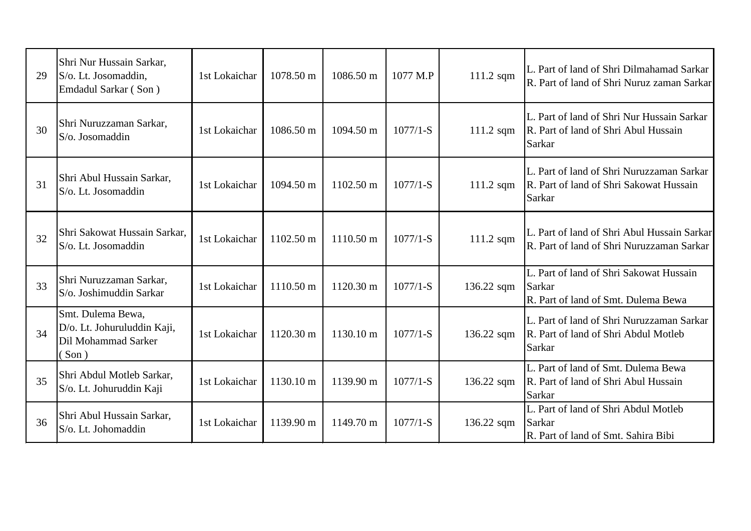| 29 | Shri Nur Hussain Sarkar, S/o. Lt. Josomaddin, Emdadul Sarkar ( Son ) | 1st Lokaichar | 1078.50 m | 1086.50 m | 1077 M.P | 111.2 sqm | L. Part of land of Shri Dilmahamad Sarkar R. Part of land of Shri Nuruz zaman Sarkar |
|---|---|---|---|---|---|---|---|
| 30 | Shri Nuruzzaman Sarkar, S/o. Josomaddin | 1st Lokaichar | 1086.50 m | 1094.50 m | 1077/1-S | 111.2 sqm | L. Part of land of Shri Nur Hussain Sarkar R. Part of land of Shri Abul Hussain Sarkar |
| 31 | Shri Abul Hussain Sarkar, S/o. Lt. Josomaddin | 1st Lokaichar | 1094.50 m | 1102.50 m | 1077/1-S | 111.2 sqm | L. Part of land of Shri Nuruzzaman Sarkar R. Part of land of Shri Sakowat Hussain Sarkar |
| 32 | Shri Sakowat Hussain Sarkar, S/o. Lt. Josomaddin | 1st Lokaichar | 1102.50 m | 1110.50 m | 1077/1-S | 111.2 sqm | L. Part of land of Shri Abul Hussain Sarkar R. Part of land of Shri Nuruzzaman Sarkar |
| 33 | Shri Nuruzzaman Sarkar, S/o. Joshimuddin Sarkar | 1st Lokaichar | 1110.50 m | 1120.30 m | 1077/1-S | 136.22 sqm | L. Part of land of Shri Sakowat Hussain Sarkar R. Part of land of Smt. Dulema Bewa |
| 34 | Smt. Dulema Bewa, D/o. Lt. Johuruluddin Kaji, Dil Mohammad Sarker ( Son ) | 1st Lokaichar | 1120.30 m | 1130.10 m | 1077/1-S | 136.22 sqm | L. Part of land of Shri Nuruzzaman Sarkar R. Part of land of Shri Abdul Motleb Sarkar |
| 35 | Shri Abdul Motleb Sarkar, S/o. Lt. Johuruddin Kaji | 1st Lokaichar | 1130.10 m | 1139.90 m | 1077/1-S | 136.22 sqm | L. Part of land of Smt. Dulema Bewa R. Part of land of Shri Abul Hussain Sarkar |
| 36 | Shri Abul Hussain Sarkar, S/o. Lt. Johomaddin | 1st Lokaichar | 1139.90 m | 1149.70 m | 1077/1-S | 136.22 sqm | L. Part of land of Shri Abdul Motleb Sarkar R. Part of land of Smt. Sahira Bibi |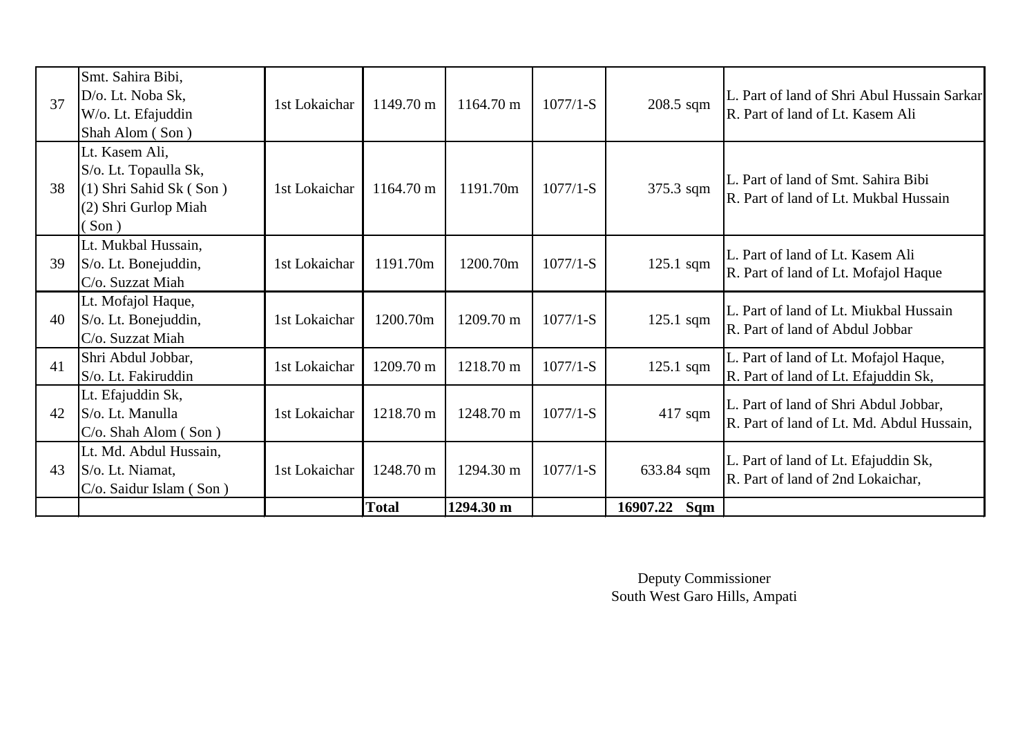| | | | | | | | |
|---|---|---|---|---|---|---|---|
| 37 | Smt. Sahira Bibi, D/o. Lt. Noba Sk, W/o. Lt. Efajuddin Shah Alom ( Son ) | 1st Lokaichar | 1149.70 m | 1164.70 m | 1077/1-S | 208.5 sqm | L. Part of land of Shri Abul Hussain Sarkar R. Part of land of Lt. Kasem Ali |
| 38 | Lt. Kasem Ali, S/o. Lt. Topaulla Sk, (1) Shri Sahid Sk ( Son ) (2) Shri Gurlop Miah ( Son ) | 1st Lokaichar | 1164.70 m | 1191.70m | 1077/1-S | 375.3 sqm | L. Part of land of Smt. Sahira Bibi R. Part of land of Lt. Mukbal Hussain |
| 39 | Lt. Mukbal Hussain, S/o. Lt. Bonejuddin, C/o. Suzzat Miah | 1st Lokaichar | 1191.70m | 1200.70m | 1077/1-S | 125.1 sqm | L. Part of land of Lt. Kasem Ali R. Part of land of Lt. Mofajol Haque |
| 40 | Lt. Mofajol Haque, S/o. Lt. Bonejuddin, C/o. Suzzat Miah | 1st Lokaichar | 1200.70m | 1209.70 m | 1077/1-S | 125.1 sqm | L. Part of land of Lt. Miukbal Hussain R. Part of land of Abdul Jobbar |
| 41 | Shri Abdul Jobbar, S/o. Lt. Fakiruddin | 1st Lokaichar | 1209.70 m | 1218.70 m | 1077/1-S | 125.1 sqm | L. Part of land of Lt. Mofajol Haque, R. Part of land of Lt. Efajuddin Sk, |
| 42 | Lt. Efajuddin Sk, S/o. Lt. Manulla C/o. Shah Alom ( Son ) | 1st Lokaichar | 1218.70 m | 1248.70 m | 1077/1-S | 417 sqm | L. Part of land of Shri Abdul Jobbar, R. Part of land of Lt. Md. Abdul Hussain, |
| 43 | Lt. Md. Abdul Hussain, S/o. Lt. Niamat, C/o. Saidur Islam ( Son ) | 1st Lokaichar | 1248.70 m | 1294.30 m | 1077/1-S | 633.84 sqm | L. Part of land of Lt. Efajuddin Sk, R. Part of land of 2nd Lokaichar, |
| | | | **Total** | **1294.30 m** | | **16907.22 Sqm** | |

Deputy Commissioner
South West Garo Hills, Ampati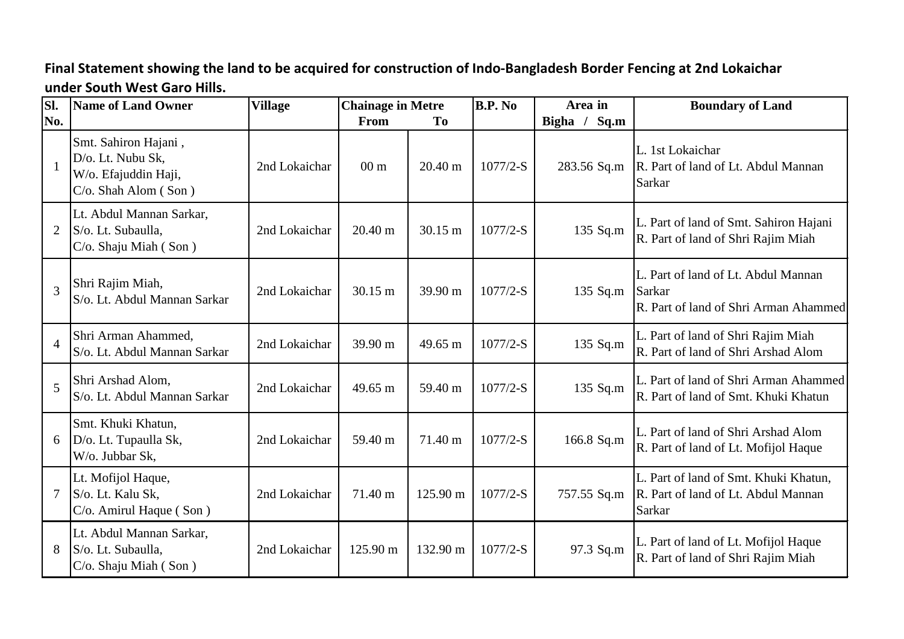**Final Statement showing the land to be acquired for construction of Indo-Bangladesh Border Fencing at 2nd Lokaichar under South West Garo Hills.**

| Sl. No. | Name of Land Owner | Village | Chainage in Metre | | B.P. No | Area in Bigha / Sq.m | Boundary of Land |
|---|---|---|---|---|---|---|---|
| | | | From | To | | | |
| 1 | Smt. Sahiron Hajani, D/o. Lt. Nubu Sk, W/o. Efajuddin Haji, C/o. Shah Alom ( Son ) | 2nd Lokaichar | 00 m | 20.40 m | 1077/2-S | 283.56 Sq.m | L. 1st Lokaichar R. Part of land of Lt. Abdul Mannan Sarkar |
| 2 | Lt. Abdul Mannan Sarkar, S/o. Lt. Subaulla, C/o. Shaju Miah ( Son ) | 2nd Lokaichar | 20.40 m | 30.15 m | 1077/2-S | 135 Sq.m | L. Part of land of Smt. Sahiron Hajani R. Part of land of Shri Rajim Miah |
| 3 | Shri Rajim Miah, S/o. Lt. Abdul Mannan Sarkar | 2nd Lokaichar | 30.15 m | 39.90 m | 1077/2-S | 135 Sq.m | L. Part of land of Lt. Abdul Mannan Sarkar R. Part of land of Shri Arman Ahammed |
| 4 | Shri Arman Ahammed, S/o. Lt. Abdul Mannan Sarkar | 2nd Lokaichar | 39.90 m | 49.65 m | 1077/2-S | 135 Sq.m | L. Part of land of Shri Rajim Miah R. Part of land of Shri Arshad Alom |
| 5 | Shri Arshad Alom, S/o. Lt. Abdul Mannan Sarkar | 2nd Lokaichar | 49.65 m | 59.40 m | 1077/2-S | 135 Sq.m | L. Part of land of Shri Arman Ahammed R. Part of land of Smt. Khuki Khatun |
| 6 | Smt. Khuki Khatun, D/o. Lt. Tupaulla Sk, W/o. Jubbar Sk, | 2nd Lokaichar | 59.40 m | 71.40 m | 1077/2-S | 166.8 Sq.m | L. Part of land of Shri Arshad Alom R. Part of land of Lt. Mofijol Haque |
| 7 | Lt. Mofijol Haque, S/o. Lt. Kalu Sk, C/o. Amirul Haque ( Son ) | 2nd Lokaichar | 71.40 m | 125.90 m | 1077/2-S | 757.55 Sq.m | L. Part of land of Smt. Khuki Khatun, R. Part of land of Lt. Abdul Mannan Sarkar |
| 8 | Lt. Abdul Mannan Sarkar, S/o. Lt. Subaulla, C/o. Shaju Miah ( Son ) | 2nd Lokaichar | 125.90 m | 132.90 m | 1077/2-S | 97.3 Sq.m | L. Part of land of Lt. Mofijol Haque R. Part of land of Shri Rajim Miah |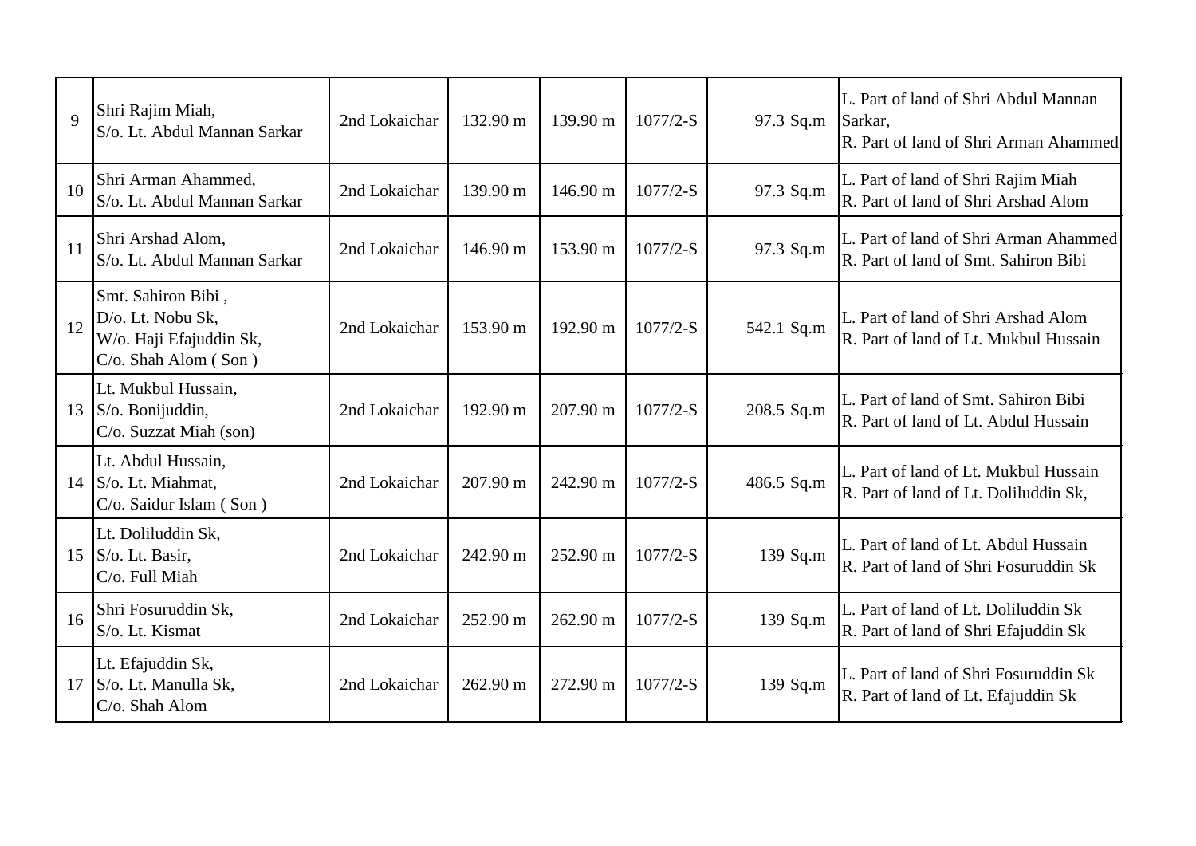| 9 | Shri Rajim Miah,<br>S/o. Lt. Abdul Mannan Sarkar | 2nd Lokaichar | 132.90 m | 139.90 m | 1077/2-S | 97.3 Sq.m | L. Part of land of Shri Abdul Mannan Sarkar,<br>R. Part of land of Shri Arman Ahammed |
|---|---|---|---|---|---|---|---|
| 10 | Shri Arman Ahammed,<br>S/o. Lt. Abdul Mannan Sarkar | 2nd Lokaichar | 139.90 m | 146.90 m | 1077/2-S | 97.3 Sq.m | L. Part of land of Shri Rajim Miah<br>R. Part of land of Shri Arshad Alom |
| 11 | Shri Arshad Alom,<br>S/o. Lt. Abdul Mannan Sarkar | 2nd Lokaichar | 146.90 m | 153.90 m | 1077/2-S | 97.3 Sq.m | L. Part of land of Shri Arman Ahammed<br>R. Part of land of Smt. Sahiron Bibi |
| 12 | Smt. Sahiron Bibi ,<br>D/o. Lt. Nobu Sk,<br>W/o. Haji Efajuddin Sk,<br>C/o. Shah Alom ( Son ) | 2nd Lokaichar | 153.90 m | 192.90 m | 1077/2-S | 542.1 Sq.m | L. Part of land of Shri Arshad Alom<br>R. Part of land of Lt. Mukbul Hussain |
| 13 | Lt. Mukbul Hussain,<br>S/o. Bonijuddin,<br>C/o. Suzzat Miah (son) | 2nd Lokaichar | 192.90 m | 207.90 m | 1077/2-S | 208.5 Sq.m | L. Part of land of Smt. Sahiron Bibi<br>R. Part of land of Lt. Abdul Hussain |
| 14 | Lt. Abdul Hussain,<br>S/o. Lt. Miahmat,<br>C/o. Saidur Islam ( Son ) | 2nd Lokaichar | 207.90 m | 242.90 m | 1077/2-S | 486.5 Sq.m | L. Part of land of Lt. Mukbul Hussain<br>R. Part of land of Lt. Doliluddin Sk, |
| 15 | Lt. Doliluddin Sk,<br>S/o. Lt. Basir,<br>C/o. Full Miah | 2nd Lokaichar | 242.90 m | 252.90 m | 1077/2-S | 139 Sq.m | L. Part of land of Lt. Abdul Hussain<br>R. Part of land of Shri Fosuruddin Sk |
| 16 | Shri Fosuruddin Sk,<br>S/o. Lt. Kismat | 2nd Lokaichar | 252.90 m | 262.90 m | 1077/2-S | 139 Sq.m | L. Part of land of Lt. Doliluddin Sk<br>R. Part of land of Shri Efajuddin Sk |
| 17 | Lt. Efajuddin Sk,<br>S/o. Lt. Manulla Sk,<br>C/o. Shah Alom | 2nd Lokaichar | 262.90 m | 272.90 m | 1077/2-S | 139 Sq.m | L. Part of land of Shri Fosuruddin Sk<br>R. Part of land of Lt. Efajuddin Sk |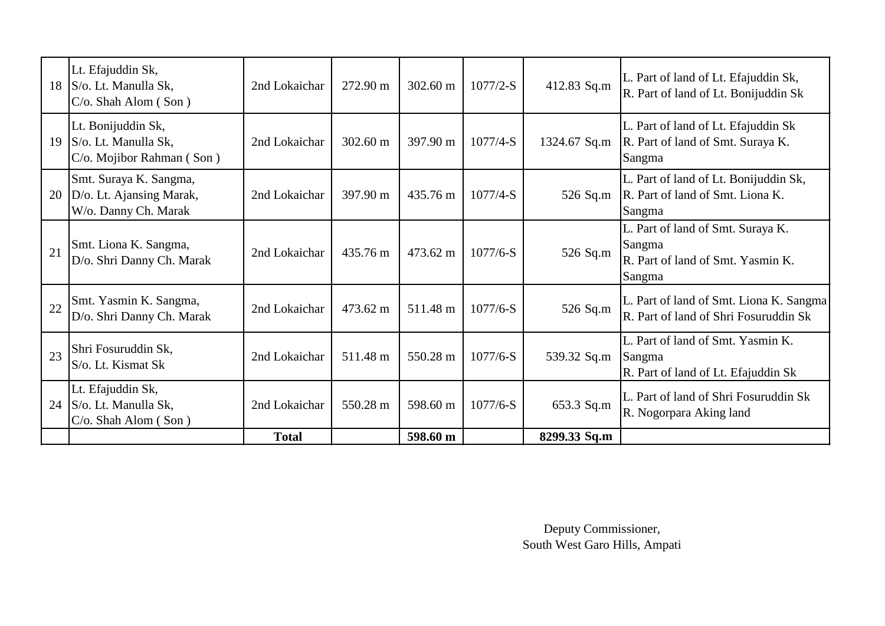| 18 | Lt. Efajuddin Sk,<br>S/o. Lt. Manulla Sk,<br>C/o. Shah Alom ( Son ) | 2nd Lokaichar | 272.90 m | 302.60 m | 1077/2-S | 412.83 Sq.m | L. Part of land of Lt. Efajuddin Sk,<br>R. Part of land of Lt. Bonijuddin Sk |
|---|---|---|---|---|---|---|---|
| 19 | Lt. Bonijuddin Sk,<br>S/o. Lt. Manulla Sk,<br>C/o. Mojibor Rahman ( Son ) | 2nd Lokaichar | 302.60 m | 397.90 m | 1077/4-S | 1324.67 Sq.m | L. Part of land of Lt. Efajuddin Sk<br>R. Part of land of Smt. Suraya K. Sangma |
| 20 | Smt. Suraya K. Sangma,<br>D/o. Lt. Ajansing Marak,<br>W/o. Danny Ch. Marak | 2nd Lokaichar | 397.90 m | 435.76 m | 1077/4-S | 526 Sq.m | L. Part of land of Lt. Bonijuddin Sk,<br>R. Part of land of Smt. Liona K. Sangma |
| 21 | Smt. Liona K. Sangma,<br>D/o. Shri Danny Ch. Marak | 2nd Lokaichar | 435.76 m | 473.62 m | 1077/6-S | 526 Sq.m | L. Part of land of Smt. Suraya K. Sangma<br>R. Part of land of Smt. Yasmin K. Sangma |
| 22 | Smt. Yasmin K. Sangma,<br>D/o. Shri Danny Ch. Marak | 2nd Lokaichar | 473.62 m | 511.48 m | 1077/6-S | 526 Sq.m | L. Part of land of Smt. Liona K. Sangma<br>R. Part of land of Shri Fosuruddin Sk |
| 23 | Shri Fosuruddin Sk,<br>S/o. Lt. Kismat Sk | 2nd Lokaichar | 511.48 m | 550.28 m | 1077/6-S | 539.32 Sq.m | L. Part of land of Smt. Yasmin K. Sangma<br>R. Part of land of Lt. Efajuddin Sk |
| 24 | Lt. Efajuddin Sk,<br>S/o. Lt. Manulla Sk,<br>C/o. Shah Alom ( Son ) | 2nd Lokaichar | 550.28 m | 598.60 m | 1077/6-S | 653.3 Sq.m | L. Part of land of Shri Fosuruddin Sk<br>R. Nogorpara Aking land |
| | | **Total** | | **598.60 m** | | **8299.33 Sq.m** | |

Deputy Commissioner,
South West Garo Hills, Ampati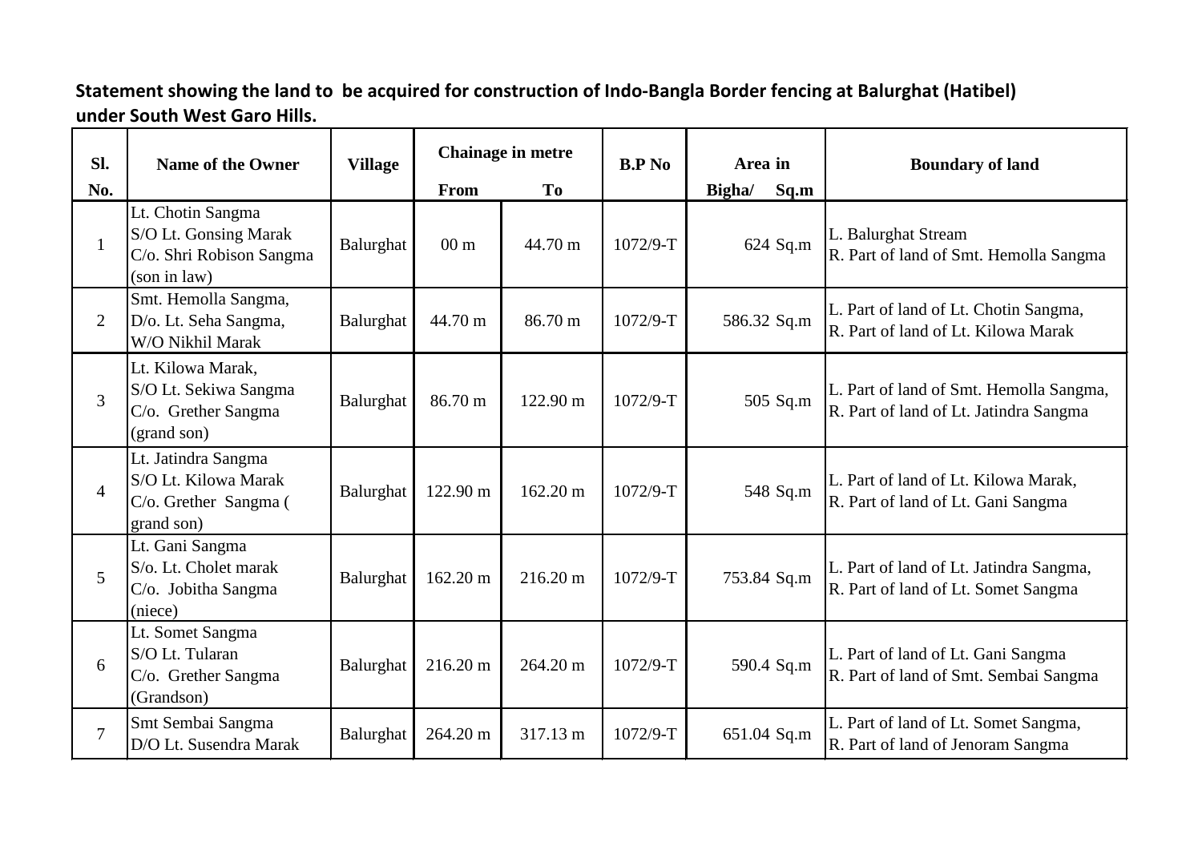**Statement showing the land to be acquired for construction of Indo-Bangla Border fencing at Balurghat (Hatibel) under South West Garo Hills.**

| Sl. No. | Name of the Owner | Village | Chainage in metre | | B.P No | Area in Bigha/ Sq.m | Boundary of land |
|---|---|---|---|---|---|---|---|
| | | | From | To | | | |
| 1 | Lt. Chotin Sangma S/O Lt. Gonsing Marak C/o. Shri Robison Sangma (son in law) | Balurghat | 00 m | 44.70 m | 1072/9-T | 624 Sq.m | L. Balurghat Stream R. Part of land of Smt. Hemolla Sangma |
| 2 | Smt. Hemolla Sangma, D/o. Lt. Seha Sangma, W/O Nikhil Marak | Balurghat | 44.70 m | 86.70 m | 1072/9-T | 586.32 Sq.m | L. Part of land of Lt. Chotin Sangma, R. Part of land of Lt. Kilowa Marak |
| 3 | Lt. Kilowa Marak, S/O Lt. Sekiwa Sangma C/o. Grether Sangma (grand son) | Balurghat | 86.70 m | 122.90 m | 1072/9-T | 505 Sq.m | L. Part of land of Smt. Hemolla Sangma, R. Part of land of Lt. Jatindra Sangma |
| 4 | Lt. Jatindra Sangma S/O Lt. Kilowa Marak C/o. Grether Sangma ( grand son) | Balurghat | 122.90 m | 162.20 m | 1072/9-T | 548 Sq.m | L. Part of land of Lt. Kilowa Marak, R. Part of land of Lt. Gani Sangma |
| 5 | Lt. Gani Sangma S/o. Lt. Cholet marak C/o. Jobitha Sangma (niece) | Balurghat | 162.20 m | 216.20 m | 1072/9-T | 753.84 Sq.m | L. Part of land of Lt. Jatindra Sangma, R. Part of land of Lt. Somet Sangma |
| 6 | Lt. Somet Sangma S/O Lt. Tularan C/o. Grether Sangma (Grandson) | Balurghat | 216.20 m | 264.20 m | 1072/9-T | 590.4 Sq.m | L. Part of land of Lt. Gani Sangma R. Part of land of Smt. Sembai Sangma |
| 7 | Smt Sembai Sangma D/O Lt. Susendra Marak | Balurghat | 264.20 m | 317.13 m | 1072/9-T | 651.04 Sq.m | L. Part of land of Lt. Somet Sangma, R. Part of land of Jenoram Sangma |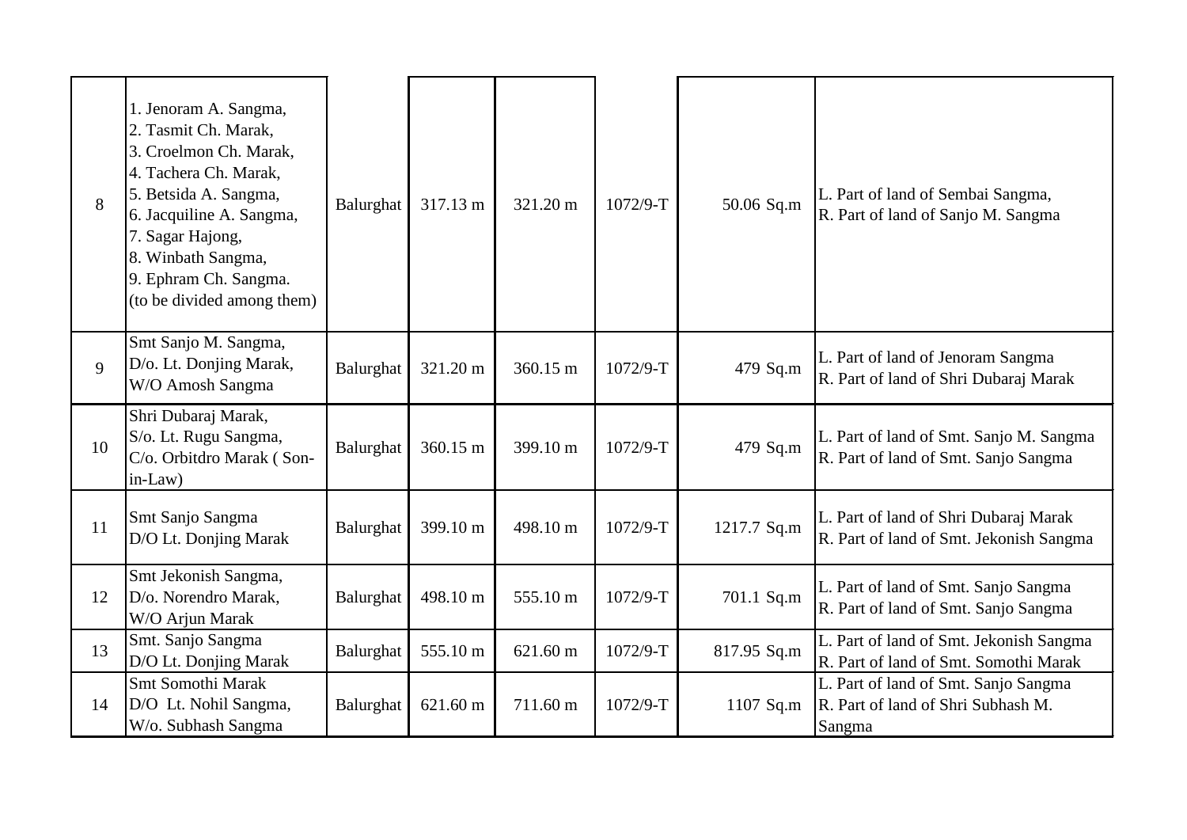| | | | | | | | |
|---|---|---|---|---|---|---|---|
| 8 | 1. Jenoram A. Sangma,<br>2. Tasmit Ch. Marak,<br>3. Croelmon Ch. Marak,<br>4. Tachera Ch. Marak,<br>5. Betsida A. Sangma,<br>6. Jacquiline A. Sangma,<br>7. Sagar Hajong,<br>8. Winbath Sangma,<br>9. Ephram Ch. Sangma.<br>(to be divided among them) | Balurghat | 317.13 m | 321.20 m | 1072/9-T | 50.06 Sq.m | L. Part of land of Sembai Sangma,<br>R. Part of land of Sanjo M. Sangma |
| 9 | Smt Sanjo M. Sangma,<br>D/o. Lt. Donjing Marak,<br>W/O Amosh Sangma | Balurghat | 321.20 m | 360.15 m | 1072/9-T | 479 Sq.m | L. Part of land of Jenoram Sangma<br>R. Part of land of Shri Dubaraj Marak |
| 10 | Shri Dubaraj Marak,<br>S/o. Lt. Rugu Sangma,<br>C/o. Orbitdro Marak ( Son-in-Law) | Balurghat | 360.15 m | 399.10 m | 1072/9-T | 479 Sq.m | L. Part of land of Smt. Sanjo M. Sangma<br>R. Part of land of Smt. Sanjo Sangma |
| 11 | Smt Sanjo Sangma<br>D/O Lt. Donjing Marak | Balurghat | 399.10 m | 498.10 m | 1072/9-T | 1217.7 Sq.m | L. Part of land of Shri Dubaraj Marak<br>R. Part of land of Smt. Jekonish Sangma |
| 12 | Smt Jekonish Sangma,<br>D/o. Norendro Marak,<br>W/O Arjun Marak | Balurghat | 498.10 m | 555.10 m | 1072/9-T | 701.1 Sq.m | L. Part of land of Smt. Sanjo Sangma<br>R. Part of land of Smt. Sanjo Sangma |
| 13 | Smt. Sanjo Sangma<br>D/O Lt. Donjing Marak | Balurghat | 555.10 m | 621.60 m | 1072/9-T | 817.95 Sq.m | L. Part of land of Smt. Jekonish Sangma<br>R. Part of land of Smt. Somothi Marak |
| 14 | Smt Somothi Marak<br>D/O Lt. Nohil Sangma,<br>W/o. Subhash Sangma | Balurghat | 621.60 m | 711.60 m | 1072/9-T | 1107 Sq.m | L. Part of land of Smt. Sanjo Sangma<br>R. Part of land of Shri Subhash M. Sangma |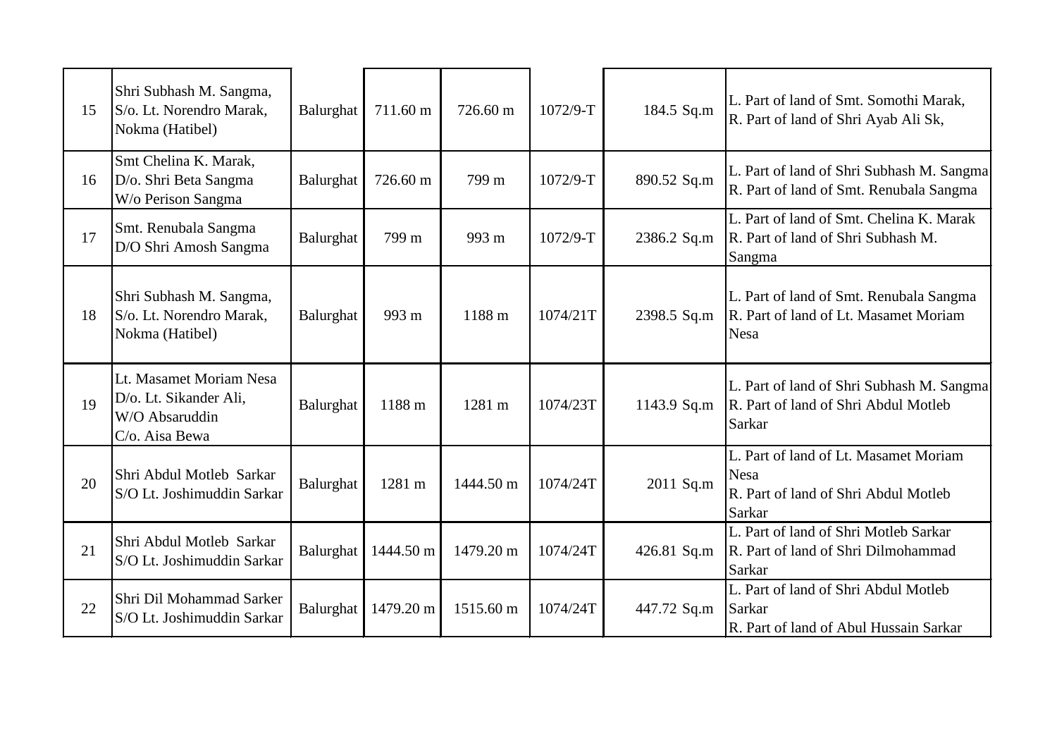| 15 | Shri Subhash M. Sangma, S/o. Lt. Norendro Marak, Nokma (Hatibel) | Balurghat | 711.60 m | 726.60 m | 1072/9-T | 184.5 Sq.m | L. Part of land of Smt. Somothi Marak, R. Part of land of Shri Ayab Ali Sk, |
|---|---|---|---|---|---|---|---|
| 16 | Smt Chelina K. Marak, D/o. Shri Beta Sangma W/o Perison Sangma | Balurghat | 726.60 m | 799 m | 1072/9-T | 890.52 Sq.m | L. Part of land of Shri Subhash M. Sangma R. Part of land of Smt. Renubala Sangma |
| 17 | Smt. Renubala Sangma D/O Shri Amosh Sangma | Balurghat | 799 m | 993 m | 1072/9-T | 2386.2 Sq.m | L. Part of land of Smt. Chelina K. Marak R. Part of land of Shri Subhash M. Sangma |
| 18 | Shri Subhash M. Sangma, S/o. Lt. Norendro Marak, Nokma (Hatibel) | Balurghat | 993 m | 1188 m | 1074/21T | 2398.5 Sq.m | L. Part of land of Smt. Renubala Sangma R. Part of land of Lt. Masamet Moriam Nesa |
| 19 | Lt. Masamet Moriam Nesa D/o. Lt. Sikander Ali, W/O Absaruddin C/o. Aisa Bewa | Balurghat | 1188 m | 1281 m | 1074/23T | 1143.9 Sq.m | L. Part of land of Shri Subhash M. Sangma R. Part of land of Shri Abdul Motleb Sarkar |
| 20 | Shri Abdul Motleb Sarkar S/O Lt. Joshimuddin Sarkar | Balurghat | 1281 m | 1444.50 m | 1074/24T | 2011 Sq.m | L. Part of land of Lt. Masamet Moriam Nesa R. Part of land of Shri Abdul Motleb Sarkar |
| 21 | Shri Abdul Motleb Sarkar S/O Lt. Joshimuddin Sarkar | Balurghat | 1444.50 m | 1479.20 m | 1074/24T | 426.81 Sq.m | L. Part of land of Shri Motleb Sarkar R. Part of land of Shri Dilmohammad Sarkar |
| 22 | Shri Dil Mohammad Sarker S/O Lt. Joshimuddin Sarkar | Balurghat | 1479.20 m | 1515.60 m | 1074/24T | 447.72 Sq.m | L. Part of land of Shri Abdul Motleb Sarkar R. Part of land of Abul Hussain Sarkar |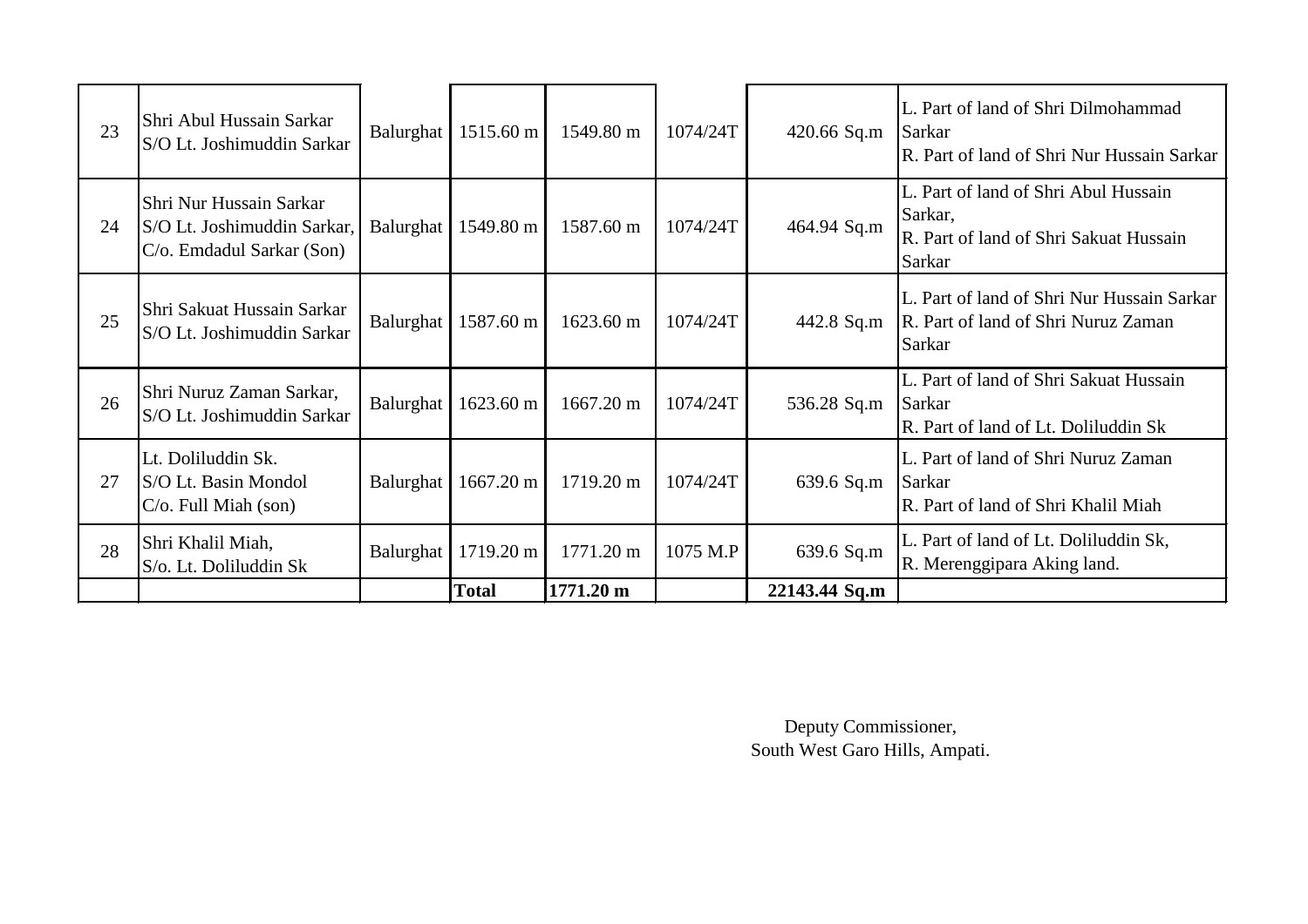| | | | | | | | |
|---|---|---|---|---|---|---|---|
| 23 | Shri Abul Hussain Sarkar S/O Lt. Joshimuddin Sarkar | Balurghat | 1515.60 m | 1549.80 m | 1074/24T | 420.66 Sq.m | L. Part of land of Shri Dilmohammad Sarkar R. Part of land of Shri Nur Hussain Sarkar |
| 24 | Shri Nur Hussain Sarkar S/O Lt. Joshimuddin Sarkar, C/o. Emdadul Sarkar (Son) | Balurghat | 1549.80 m | 1587.60 m | 1074/24T | 464.94 Sq.m | L. Part of land of Shri Abul Hussain Sarkar, R. Part of land of Shri Sakuat Hussain Sarkar |
| 25 | Shri Sakuat Hussain Sarkar S/O Lt. Joshimuddin Sarkar | Balurghat | 1587.60 m | 1623.60 m | 1074/24T | 442.8 Sq.m | L. Part of land of Shri Nur Hussain Sarkar R. Part of land of Shri Nuruz Zaman Sarkar |
| 26 | Shri Nuruz Zaman Sarkar, S/O Lt. Joshimuddin Sarkar | Balurghat | 1623.60 m | 1667.20 m | 1074/24T | 536.28 Sq.m | L. Part of land of Shri Sakuat Hussain Sarkar R. Part of land of Lt. Doliluddin Sk |
| 27 | Lt. Doliluddin Sk. S/O Lt. Basin Mondol C/o. Full Miah (son) | Balurghat | 1667.20 m | 1719.20 m | 1074/24T | 639.6 Sq.m | L. Part of land of Shri Nuruz Zaman Sarkar R. Part of land of Shri Khalil Miah |
| 28 | Shri Khalil Miah, S/o. Lt. Doliluddin Sk | Balurghat | 1719.20 m | 1771.20 m | 1075 M.P | 639.6 Sq.m | L. Part of land of Lt. Doliluddin Sk, R. Merenggipara Aking land. |
| | | | **Total** | **1771.20 m** | | **22143.44 Sq.m** | |

Deputy Commissioner,
South West Garo Hills, Ampati.